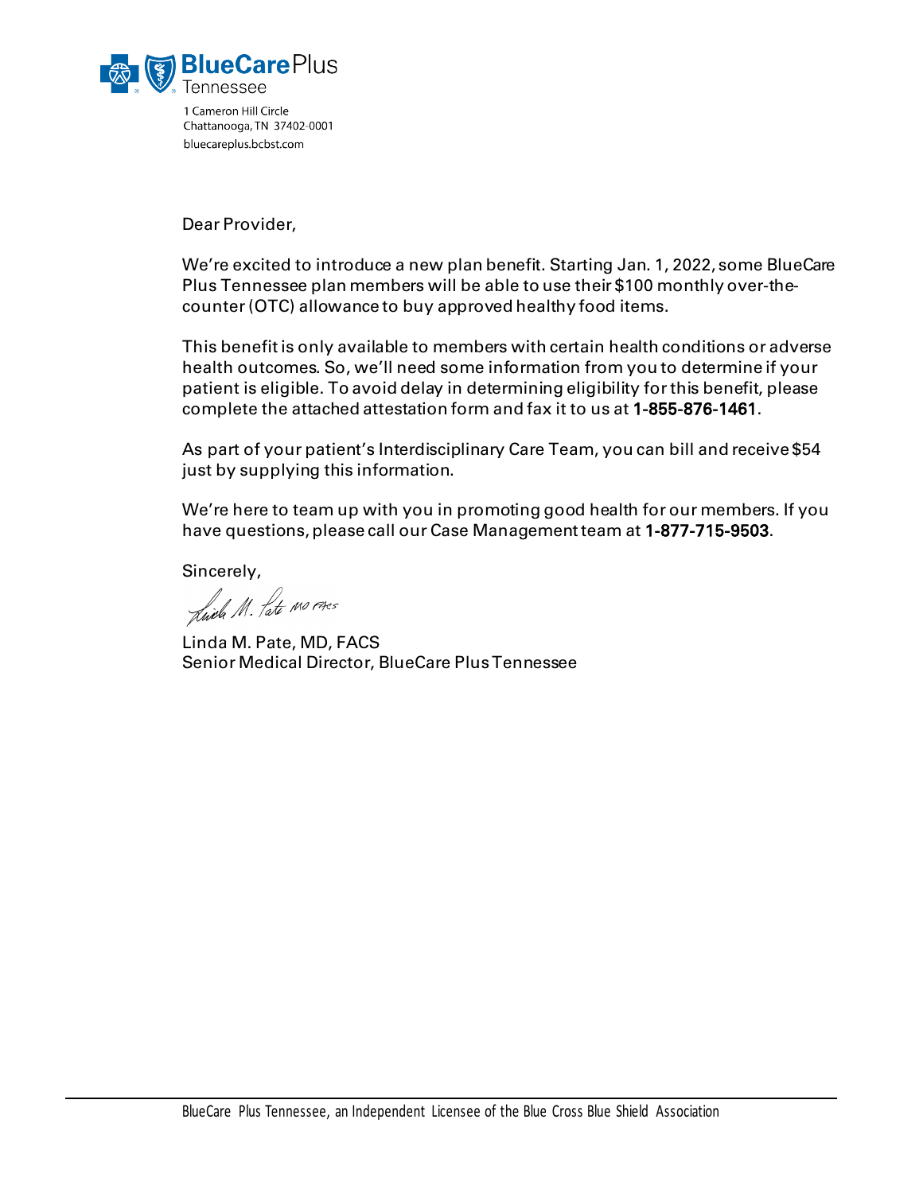BlueCare Plus Tennessee

1 Cameron Hill Circle
Chattanooga, TN 37402-0001
bluecareplus.bcbst.com

Dear Provider,

We're excited to introduce a new plan benefit. Starting Jan. 1, 2022, some BlueCare Plus Tennessee plan members will be able to use their $100 monthly over-the-counter (OTC) allowance to buy approved healthy food items.

This benefit is only available to members with certain health conditions or adverse health outcomes. So, we'll need some information from you to determine if your patient is eligible. To avoid delay in determining eligibility for this benefit, please complete the attached attestation form and fax it to us at **1-855-876-1461**.

As part of your patient's Interdisciplinary Care Team, you can bill and receive $54 just by supplying this information.

We're here to team up with you in promoting good health for our members. If you have questions, please call our Case Management team at **1-877-715-9503**.

Sincerely,

Linda M. Pate MD FACS

Linda M. Pate, MD, FACS
Senior Medical Director, BlueCare Plus Tennessee

BlueCare Plus Tennessee, an Independent Licensee of the Blue Cross Blue Shield Association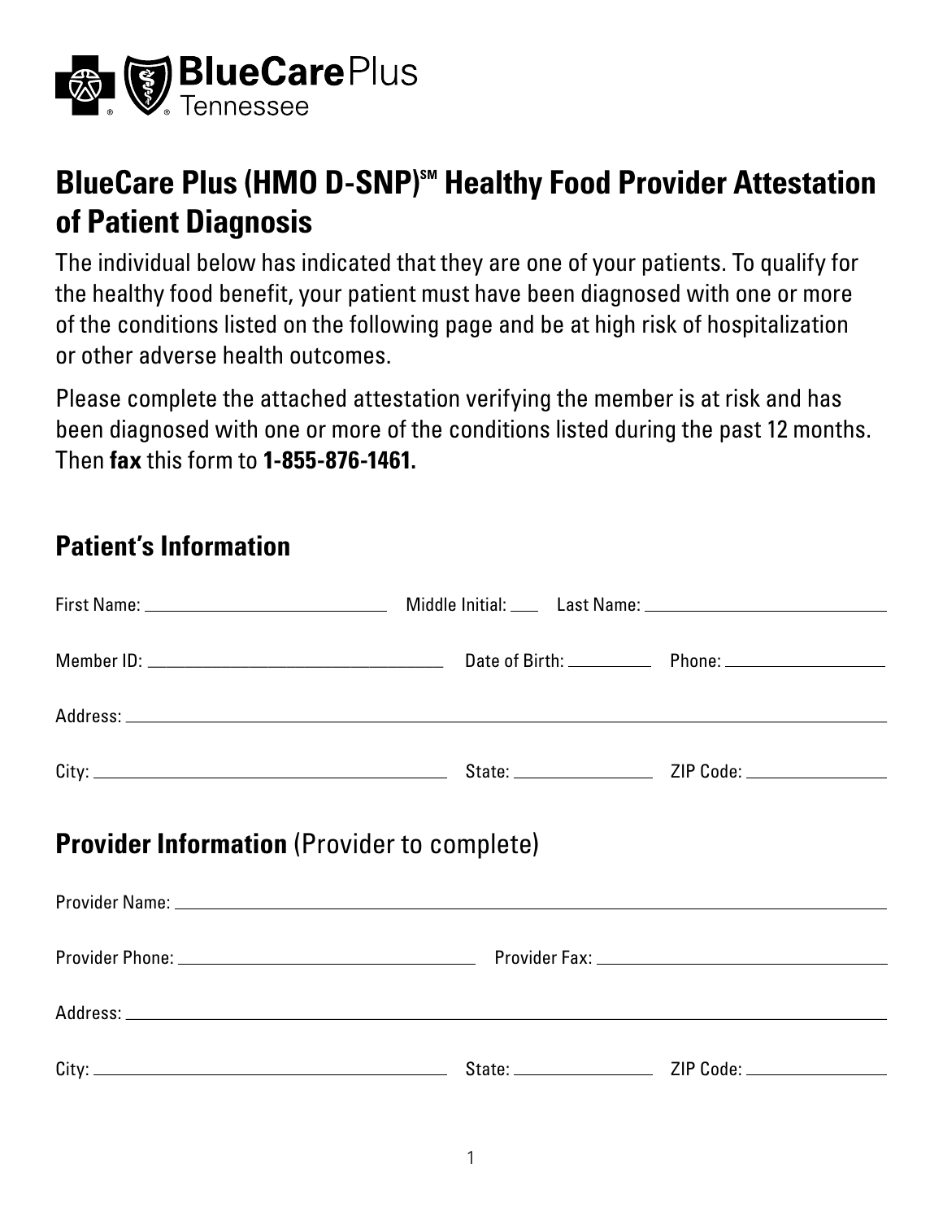# BlueCare Plus (HMO D-SNP)℠ Healthy Food Provider Attestation of Patient Diagnosis

The individual below has indicated that they are one of your patients. To qualify for the healthy food benefit, your patient must have been diagnosed with one or more of the conditions listed on the following page and be at high risk of hospitalization or other adverse health outcomes.

Please complete the attached attestation verifying the member is at risk and has been diagnosed with one or more of the conditions listed during the past 12 months. Then **fax** this form to **1-855-876-1461.**

## Patient's Information

First Name: ____________________ Middle Initial: ____ Last Name: ____________________

Member ID: ____________________ Date of Birth: __________ Phone: ____________________

Address: ____________________________________________________________

City: ____________________ State: ______________ ZIP Code: ______________

## Provider Information (Provider to complete)

Provider Name: ____________________________________________________________

Provider Phone: ____________________ Provider Fax: ____________________

Address: ____________________________________________________________

City: ____________________ State: ______________ ZIP Code: ______________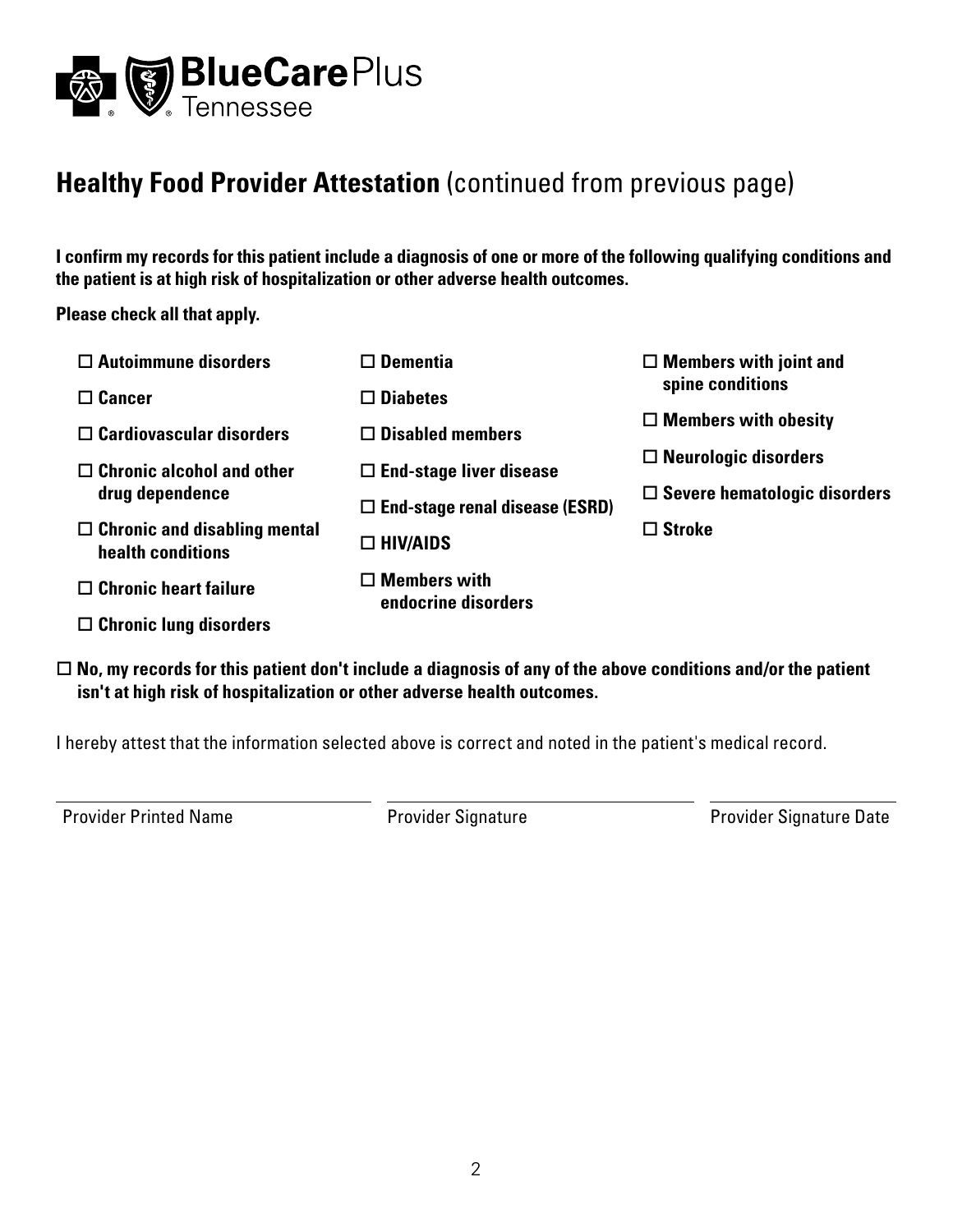## **Healthy Food Provider Attestation** (continued from previous page)

**I confirm my records for this patient include a diagnosis of one or more of the following qualifying conditions and the patient is at high risk of hospitalization or other adverse health outcomes.**

**Please check all that apply.**

- ☐ **Autoimmune disorders**
- ☐ **Cancer**
- ☐ **Cardiovascular disorders**
- ☐ **Chronic alcohol and other drug dependence**
- ☐ **Chronic and disabling mental health conditions**
- ☐ **Chronic heart failure**
- ☐ **Chronic lung disorders**
- ☐ **Dementia**
- ☐ **Diabetes**
- ☐ **Disabled members**
- ☐ **End-stage liver disease**
- ☐ **End-stage renal disease (ESRD)**
- ☐ **HIV/AIDS**
- ☐ **Members with endocrine disorders**
- ☐ **Members with joint and spine conditions**
- ☐ **Members with obesity**
- ☐ **Neurologic disorders**
- ☐ **Severe hematologic disorders**
- ☐ **Stroke**

☐ **No, my records for this patient don't include a diagnosis of any of the above conditions and/or the patient isn't at high risk of hospitalization or other adverse health outcomes.**

I hereby attest that the information selected above is correct and noted in the patient's medical record.

| | | |
|---|---|---|
| Provider Printed Name | Provider Signature | Provider Signature Date |